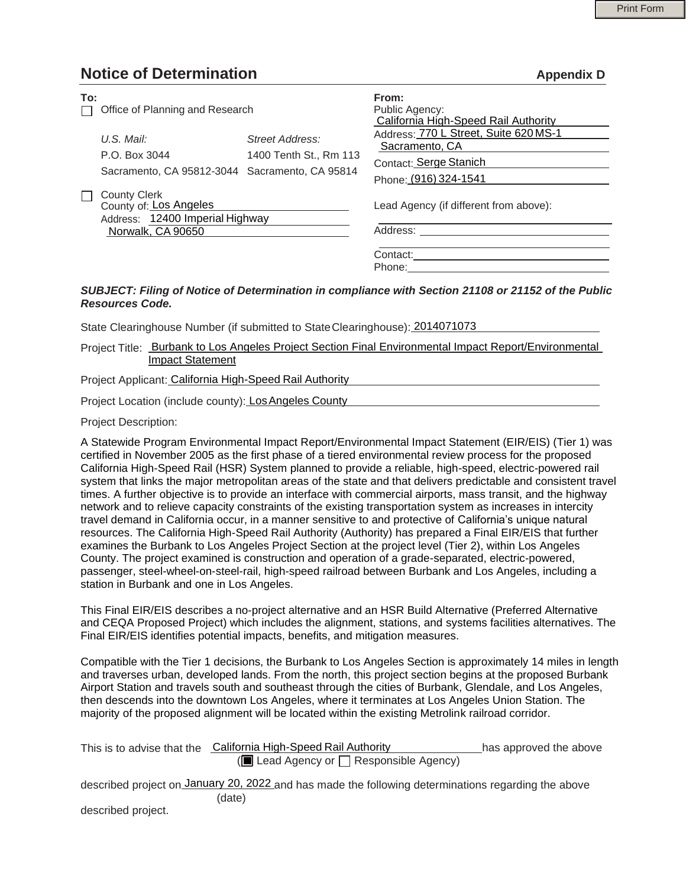# Notice of Determination

**Appendix D**

**To:**

☐ Office of Planning and Research

| *U.S. Mail:* | *Street Address:* |
|---|---|
| P.O. Box 3044 | 1400 Tenth St., Rm 113 |
| Sacramento, CA 95812-3044 | Sacramento, CA 95814 |

☐ County Clerk
County of: Los Angeles
Address: 12400 Imperial Highway
Norwalk, CA 90650

**From:**

Public Agency: California High-Speed Rail Authority
Address: 770 L Street, Suite 620 MS-1
Sacramento, CA
Contact: Serge Stanich
Phone: (916) 324-1541

Lead Agency (if different from above):
Address:
Contact:
Phone:

***SUBJECT: Filing of Notice of Determination in compliance with Section 21108 or 21152 of the Public Resources Code.***

State Clearinghouse Number (if submitted to State Clearinghouse): 2014071073

Project Title: Burbank to Los Angeles Project Section Final Environmental Impact Report/Environmental Impact Statement

Project Applicant: California High-Speed Rail Authority

Project Location (include county): Los Angeles County

Project Description:

A Statewide Program Environmental Impact Report/Environmental Impact Statement (EIR/EIS) (Tier 1) was certified in November 2005 as the first phase of a tiered environmental review process for the proposed California High-Speed Rail (HSR) System planned to provide a reliable, high-speed, electric-powered rail system that links the major metropolitan areas of the state and that delivers predictable and consistent travel times. A further objective is to provide an interface with commercial airports, mass transit, and the highway network and to relieve capacity constraints of the existing transportation system as increases in intercity travel demand in California occur, in a manner sensitive to and protective of California's unique natural resources. The California High-Speed Rail Authority (Authority) has prepared a Final EIR/EIS that further examines the Burbank to Los Angeles Project Section at the project level (Tier 2), within Los Angeles County. The project examined is construction and operation of a grade-separated, electric-powered, passenger, steel-wheel-on-steel-rail, high-speed railroad between Burbank and Los Angeles, including a station in Burbank and one in Los Angeles.

This Final EIR/EIS describes a no-project alternative and an HSR Build Alternative (Preferred Alternative and CEQA Proposed Project) which includes the alignment, stations, and systems facilities alternatives. The Final EIR/EIS identifies potential impacts, benefits, and mitigation measures.

Compatible with the Tier 1 decisions, the Burbank to Los Angeles Section is approximately 14 miles in length and traverses urban, developed lands. From the north, this project section begins at the proposed Burbank Airport Station and travels south and southeast through the cities of Burbank, Glendale, and Los Angeles, then descends into the downtown Los Angeles, where it terminates at Los Angeles Union Station. The majority of the proposed alignment will be located within the existing Metrolink railroad corridor.

This is to advise that the California High-Speed Rail Authority has approved the above
(■ Lead Agency or ☐ Responsible Agency)

described project on January 20, 2022 and has made the following determinations regarding the above
(date)

described project.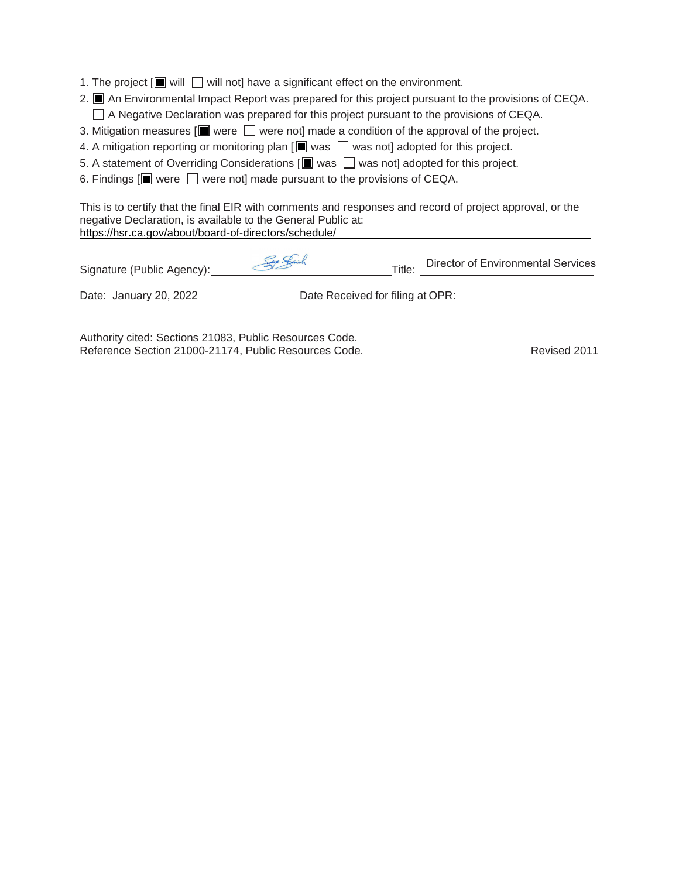1. The project [■ will ☐ will not] have a significant effect on the environment.
2. ■ An Environmental Impact Report was prepared for this project pursuant to the provisions of CEQA.
   ☐ A Negative Declaration was prepared for this project pursuant to the provisions of CEQA.
3. Mitigation measures [■ were ☐ were not] made a condition of the approval of the project.
4. A mitigation reporting or monitoring plan [■ was ☐ was not] adopted for this project.
5. A statement of Overriding Considerations [■ was ☐ was not] adopted for this project.
6. Findings [■ were ☐ were not] made pursuant to the provisions of CEQA.

This is to certify that the final EIR with comments and responses and record of project approval, or the negative Declaration, is available to the General Public at:
https://hsr.ca.gov/about/board-of-directors/schedule/

Signature (Public Agency): ____________________ Title: Director of Environmental Services

Date: January 20, 2022 Date Received for filing at OPR: ____________________

Authority cited: Sections 21083, Public Resources Code.
Reference Section 21000-21174, Public Resources Code.

Revised 2011